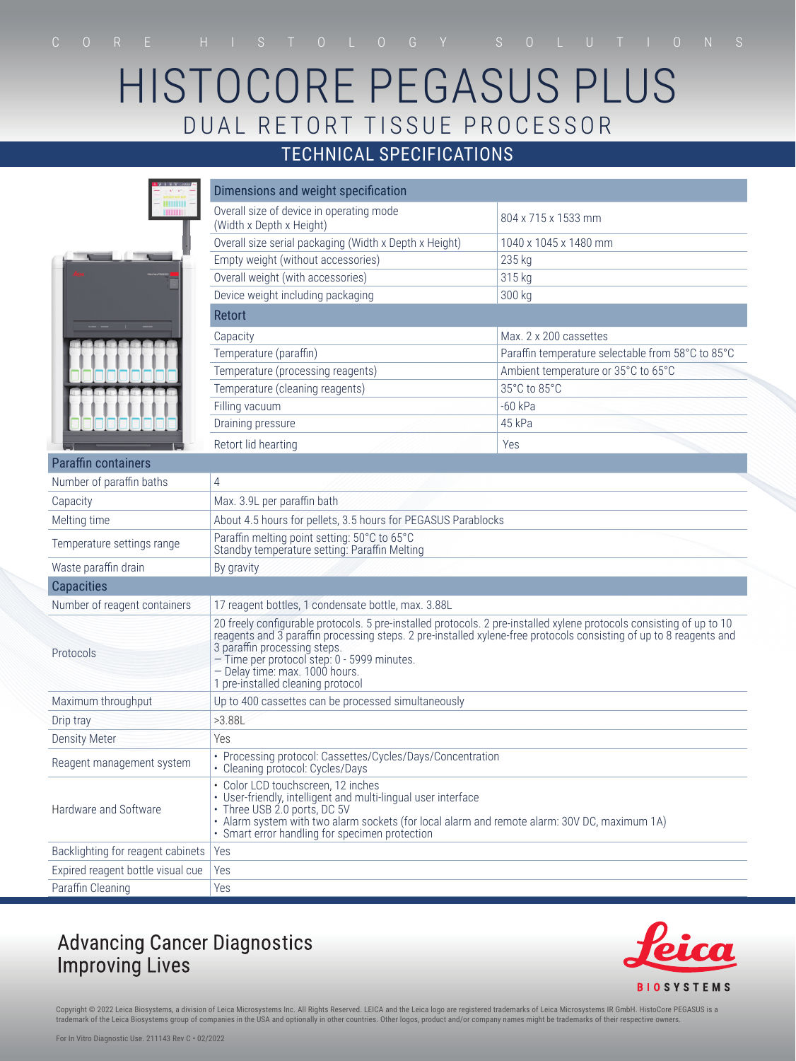CORE HISTOLOGY SOLUTIONS

# HISTOCORE PEGASUS PLUS

## DUAL RETORT TISSUE PROCESSOR

### TECHNICAL SPECIFICATIONS

| Dimensions and weight specification | |
|---|---|
| Overall size of device in operating mode (Width x Depth x Height) | 804 x 715 x 1533 mm |
| Overall size serial packaging (Width x Depth x Height) | 1040 x 1045 x 1480 mm |
| Empty weight (without accessories) | 235 kg |
| Overall weight (with accessories) | 315 kg |
| Device weight including packaging | 300 kg |
| **Retort** | |
| Capacity | Max. 2 x 200 cassettes |
| Temperature (paraffin) | Paraffin temperature selectable from 58°C to 85°C |
| Temperature (processing reagents) | Ambient temperature or 35°C to 65°C |
| Temperature (cleaning reagents) | 35°C to 85°C |
| Filling vacuum | -60 kPa |
| Draining pressure | 45 kPa |
| Retort lid hearting | Yes |

| Paraffin containers | |
|---|---|
| Number of paraffin baths | 4 |
| Capacity | Max. 3.9L per paraffin bath |
| Melting time | About 4.5 hours for pellets, 3.5 hours for PEGASUS Parablocks |
| Temperature settings range | Paraffin melting point setting: 50°C to 65°C<br>Standby temperature setting: Paraffin Melting |
| Waste paraffin drain | By gravity |
| **Capacities** | |
| Number of reagent containers | 17 reagent bottles, 1 condensate bottle, max. 3.88L |
| Protocols | 20 freely configurable protocols. 5 pre-installed protocols. 2 pre-installed xylene protocols consisting of up to 10 reagents and 3 paraffin processing steps. 2 pre-installed xylene-free protocols consisting of up to 8 reagents and 3 paraffin processing steps.<br>– Time per protocol step: 0 - 5999 minutes.<br>– Delay time: max. 1000 hours.<br>1 pre-installed cleaning protocol |
| Maximum throughput | Up to 400 cassettes can be processed simultaneously |
| Drip tray | >3.88L |
| Density Meter | Yes |
| Reagent management system | • Processing protocol: Cassettes/Cycles/Days/Concentration<br>• Cleaning protocol: Cycles/Days |
| Hardware and Software | • Color LCD touchscreen, 12 inches<br>• User-friendly, intelligent and multi-lingual user interface<br>• Three USB 2.0 ports, DC 5V<br>• Alarm system with two alarm sockets (for local alarm and remote alarm: 30V DC, maximum 1A)<br>• Smart error handling for specimen protection |
| Backlighting for reagent cabinets | Yes |
| Expired reagent bottle visual cue | Yes |
| Paraffin Cleaning | Yes |

Advancing Cancer Diagnostics
Improving Lives

Leica BIOSYSTEMS

Copyright © 2022 Leica Biosystems, a division of Leica Microsystems Inc. All Rights Reserved. LEICA and the Leica logo are registered trademarks of Leica Microsystems IR GmbH. HistoCore PEGASUS is a trademark of the Leica Biosystems group of companies in the USA and optionally in other countries. Other logos, product and/or company names might be trademarks of their respective owners.

For In Vitro Diagnostic Use. 211143 Rev C • 02/2022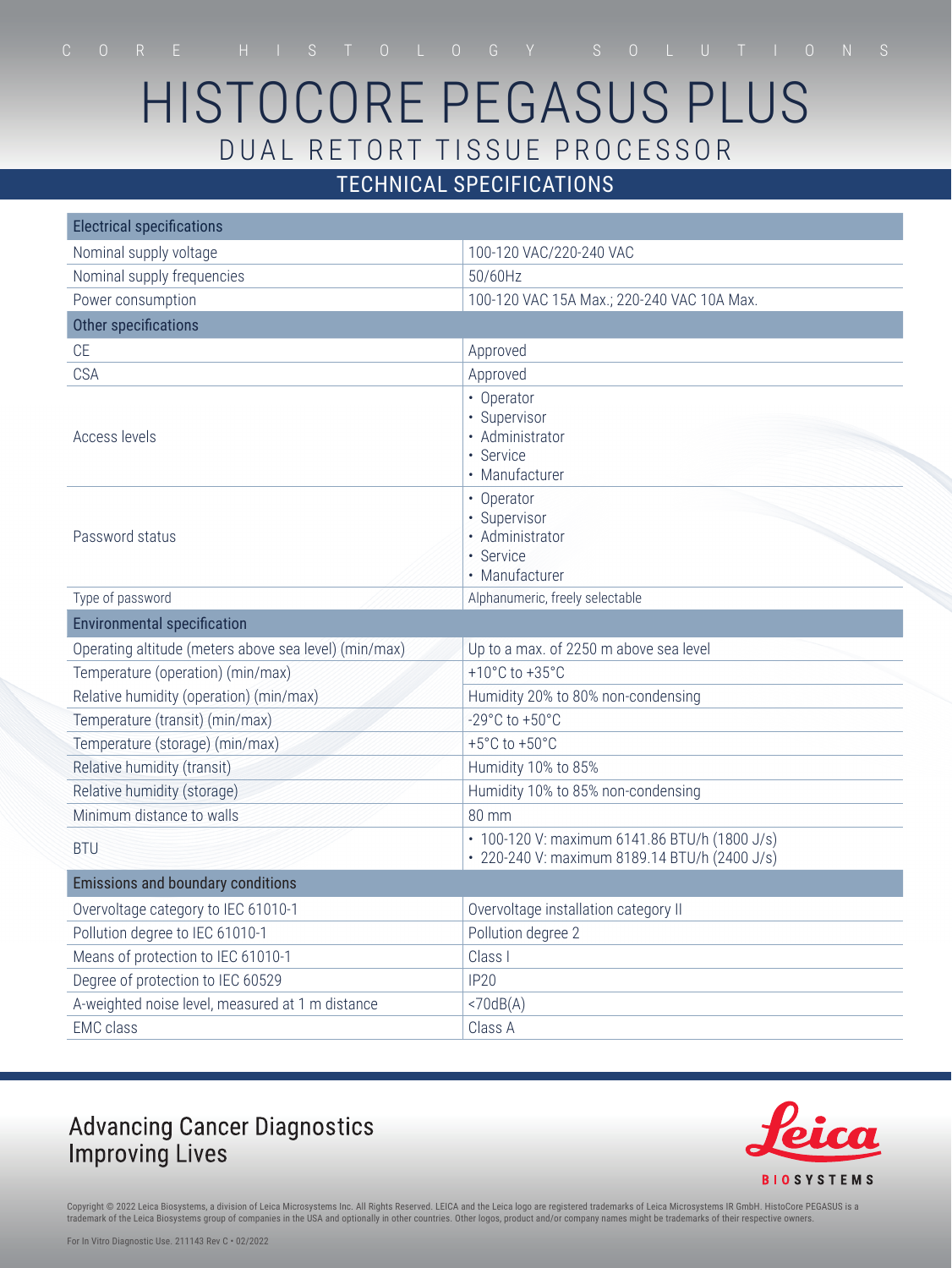CORE HISTOLOGY SOLUTIONS

# HISTOCORE PEGASUS PLUS

## DUAL RETORT TISSUE PROCESSOR

### TECHNICAL SPECIFICATIONS

| | |
|---|---|
| **Electrical specifications** | |
| Nominal supply voltage | 100-120 VAC/220-240 VAC |
| Nominal supply frequencies | 50/60Hz |
| Power consumption | 100-120 VAC 15A Max.; 220-240 VAC 10A Max. |
| **Other specifications** | |
| CE | Approved |
| CSA | Approved |
| Access levels | • Operator<br>• Supervisor<br>• Administrator<br>• Service<br>• Manufacturer |
| Password status | • Operator<br>• Supervisor<br>• Administrator<br>• Service<br>• Manufacturer |
| Type of password | Alphanumeric, freely selectable |
| **Environmental specification** | |
| Operating altitude (meters above sea level) (min/max) | Up to a max. of 2250 m above sea level |
| Temperature (operation) (min/max) | +10°C to +35°C |
| Relative humidity (operation) (min/max) | Humidity 20% to 80% non-condensing |
| Temperature (transit) (min/max) | -29°C to +50°C |
| Temperature (storage) (min/max) | +5°C to +50°C |
| Relative humidity (transit) | Humidity 10% to 85% |
| Relative humidity (storage) | Humidity 10% to 85% non-condensing |
| Minimum distance to walls | 80 mm |
| BTU | • 100-120 V: maximum 6141.86 BTU/h (1800 J/s)<br>• 220-240 V: maximum 8189.14 BTU/h (2400 J/s) |
| **Emissions and boundary conditions** | |
| Overvoltage category to IEC 61010-1 | Overvoltage installation category II |
| Pollution degree to IEC 61010-1 | Pollution degree 2 |
| Means of protection to IEC 61010-1 | Class I |
| Degree of protection to IEC 60529 | IP20 |
| A-weighted noise level, measured at 1 m distance | <70dB(A) |
| EMC class | Class A |

Advancing Cancer Diagnostics
Improving Lives

Leica BIOSYSTEMS

Copyright © 2022 Leica Biosystems, a division of Leica Microsystems Inc. All Rights Reserved. LEICA and the Leica logo are registered trademarks of Leica Microsystems IR GmbH. HistoCore PEGASUS is a trademark of the Leica Biosystems group of companies in the USA and optionally in other countries. Other logos, product and/or company names might be trademarks of their respective owners.

For In Vitro Diagnostic Use. 211143 Rev C • 02/2022